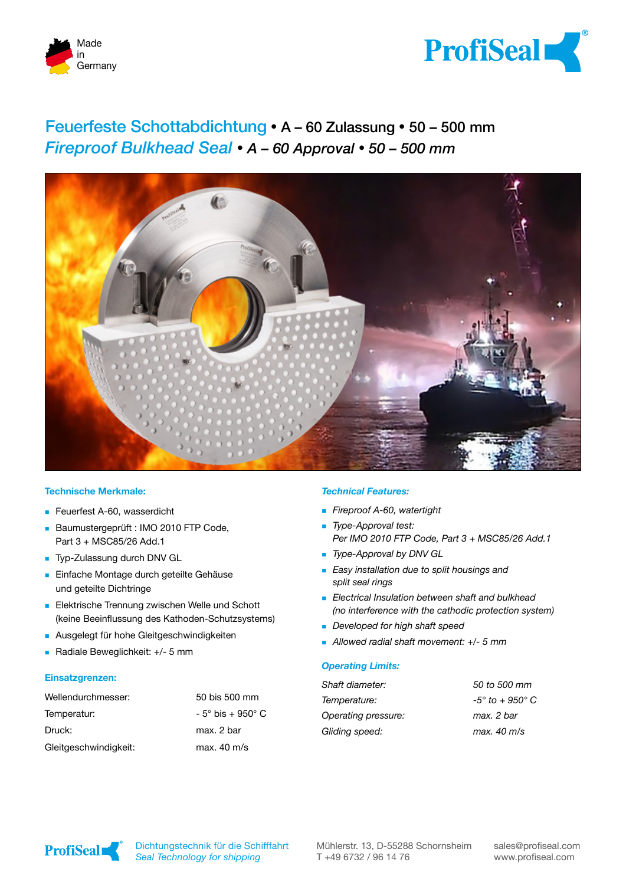Made in Germany

ProfiSeal®

# Feuerfeste Schottabdichtung • A – 60 Zulassung • 50 – 500 mm

# *Fireproof Bulkhead Seal • A – 60 Approval • 50 – 500 mm*

## Technische Merkmale:

- Feuerfest A-60, wasserdicht
- Baumustergeprüft : IMO 2010 FTP Code, Part 3 + MSC85/26 Add.1
- Typ-Zulassung durch DNV GL
- Einfache Montage durch geteilte Gehäuse und geteilte Dichtringe
- Elektrische Trennung zwischen Welle und Schott (keine Beeinflussung des Kathoden-Schutzsystems)
- Ausgelegt für hohe Gleitgeschwindigkeiten
- Radiale Beweglichkeit: +/- 5 mm

## Einsatzgrenzen:

| | |
|---|---|
| Wellendurchmesser: | 50 bis 500 mm |
| Temperatur: | - 5° bis + 950° C |
| Druck: | max. 2 bar |
| Gleitgeschwindigkeit: | max. 40 m/s |

## *Technical Features:*

- *Fireproof A-60, watertight*
- *Type-Approval test: Per IMO 2010 FTP Code, Part 3 + MSC85/26 Add.1*
- *Type-Approval by DNV GL*
- *Easy installation due to split housings and split seal rings*
- *Electrical Insulation between shaft and bulkhead (no interference with the cathodic protection system)*
- *Developed for high shaft speed*
- *Allowed radial shaft movement: +/- 5 mm*

## *Operating Limits:*

| | |
|---|---|
| *Shaft diameter:* | *50 to 500 mm* |
| *Temperature:* | *-5° to + 950° C* |
| *Operating pressure:* | *max. 2 bar* |
| *Gliding speed:* | *max. 40 m/s* |

ProfiSeal® Dichtungstechnik für die Schifffahrt / *Seal Technology for shipping*

Mühlerstr. 13, D-55288 Schornsheim
T +49 6732 / 96 14 76

sales@profiseal.com
www.profiseal.com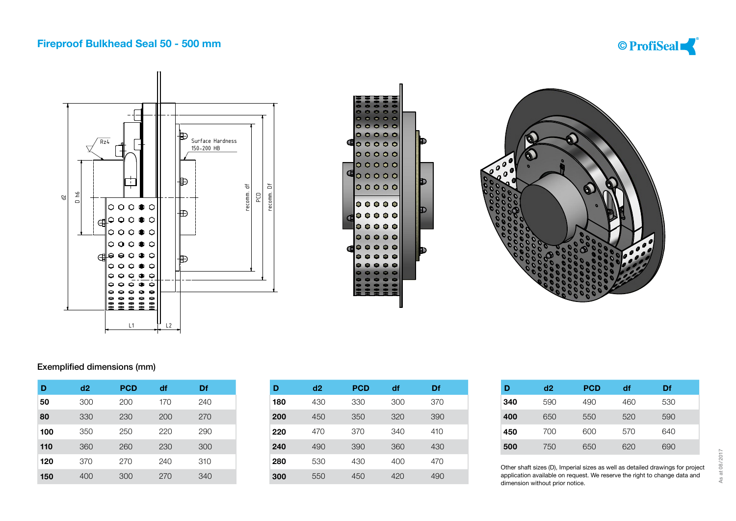# Fireproof Bulkhead Seal 50 - 500 mm

© ProfiSeal

Rz4

Surface Hardness 150-200 HB

d2

D h6

recomm. df

PCD

recomm. Df

L1

L2

## Exemplified dimensions (mm)

| D | d2 | PCD | df | Df |
|---|---|---|---|---|
| **50** | 300 | 200 | 170 | 240 |
| **80** | 330 | 230 | 200 | 270 |
| **100** | 350 | 250 | 220 | 290 |
| **110** | 360 | 260 | 230 | 300 |
| **120** | 370 | 270 | 240 | 310 |
| **150** | 400 | 300 | 270 | 340 |

| D | d2 | PCD | df | Df |
|---|---|---|---|---|
| **180** | 430 | 330 | 300 | 370 |
| **200** | 450 | 350 | 320 | 390 |
| **220** | 470 | 370 | 340 | 410 |
| **240** | 490 | 390 | 360 | 430 |
| **280** | 530 | 430 | 400 | 470 |
| **300** | 550 | 450 | 420 | 490 |

| D | d2 | PCD | df | Df |
|---|---|---|---|---|
| **340** | 590 | 490 | 460 | 530 |
| **400** | 650 | 550 | 520 | 590 |
| **450** | 700 | 600 | 570 | 640 |
| **500** | 750 | 650 | 620 | 690 |

Other shaft sizes (D), Imperial sizes as well as detailed drawings for project application available on request. We reserve the right to change data and dimension without prior notice.

As at 08/2017